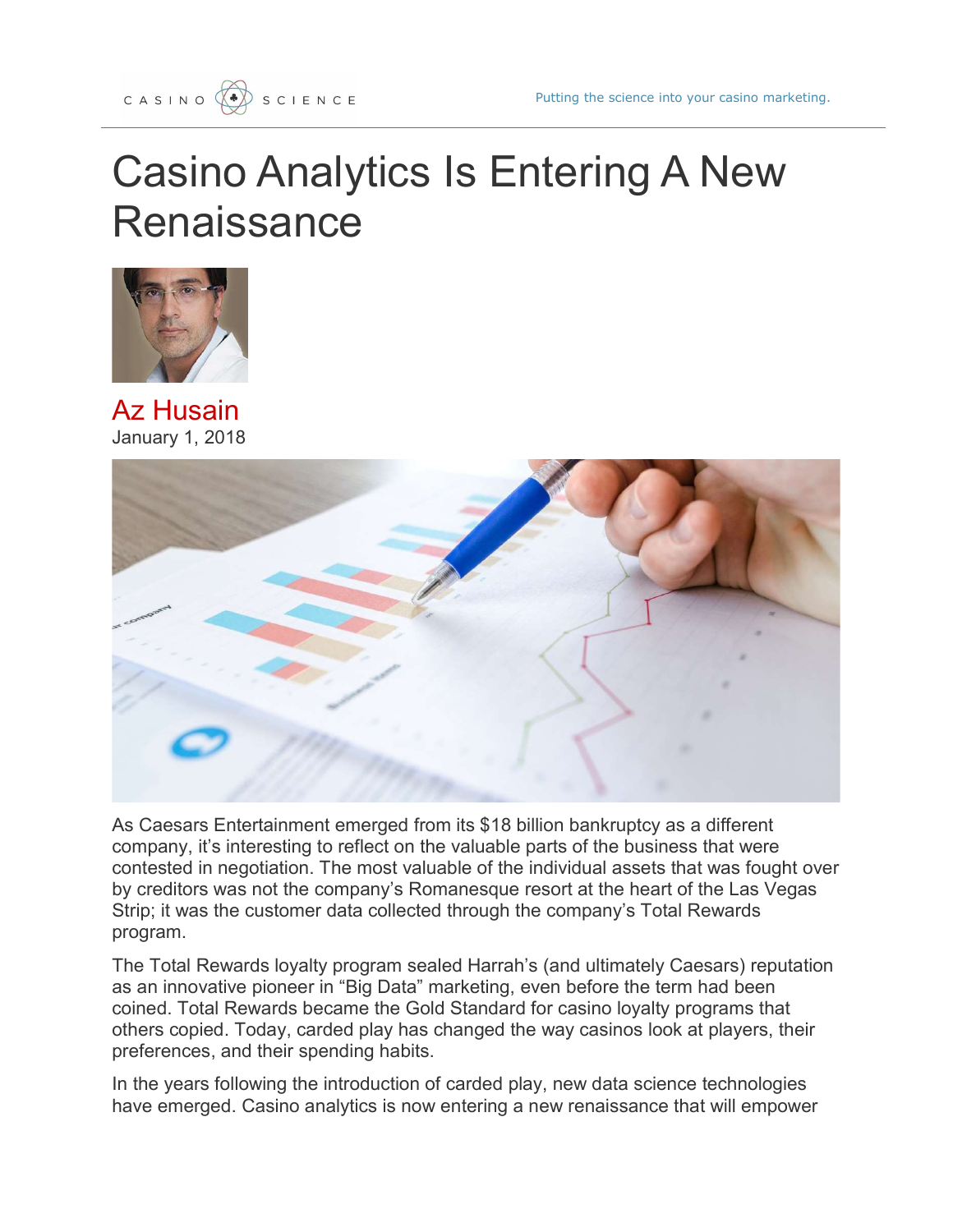CASINO SCIENCE

Putting the science into your casino marketing.

# Casino Analytics Is Entering A New Renaissance

Az Husain
January 1, 2018

As Caesars Entertainment emerged from its $18 billion bankruptcy as a different company, it's interesting to reflect on the valuable parts of the business that were contested in negotiation. The most valuable of the individual assets that was fought over by creditors was not the company's Romanesque resort at the heart of the Las Vegas Strip; it was the customer data collected through the company's Total Rewards program.

The Total Rewards loyalty program sealed Harrah's (and ultimately Caesars) reputation as an innovative pioneer in "Big Data" marketing, even before the term had been coined. Total Rewards became the Gold Standard for casino loyalty programs that others copied. Today, carded play has changed the way casinos look at players, their preferences, and their spending habits.

In the years following the introduction of carded play, new data science technologies have emerged. Casino analytics is now entering a new renaissance that will empower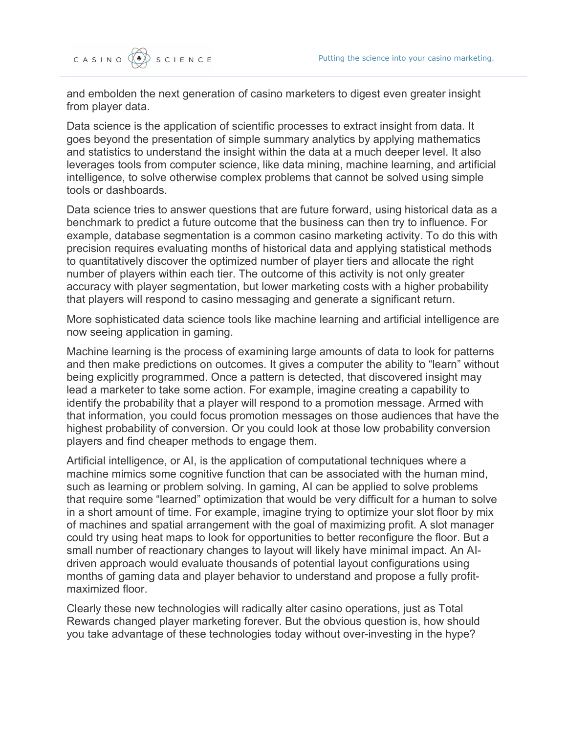and embolden the next generation of casino marketers to digest even greater insight from player data.

Data science is the application of scientific processes to extract insight from data. It goes beyond the presentation of simple summary analytics by applying mathematics and statistics to understand the insight within the data at a much deeper level. It also leverages tools from computer science, like data mining, machine learning, and artificial intelligence, to solve otherwise complex problems that cannot be solved using simple tools or dashboards.

Data science tries to answer questions that are future forward, using historical data as a benchmark to predict a future outcome that the business can then try to influence. For example, database segmentation is a common casino marketing activity. To do this with precision requires evaluating months of historical data and applying statistical methods to quantitatively discover the optimized number of player tiers and allocate the right number of players within each tier. The outcome of this activity is not only greater accuracy with player segmentation, but lower marketing costs with a higher probability that players will respond to casino messaging and generate a significant return.

More sophisticated data science tools like machine learning and artificial intelligence are now seeing application in gaming.

Machine learning is the process of examining large amounts of data to look for patterns and then make predictions on outcomes. It gives a computer the ability to "learn" without being explicitly programmed. Once a pattern is detected, that discovered insight may lead a marketer to take some action. For example, imagine creating a capability to identify the probability that a player will respond to a promotion message. Armed with that information, you could focus promotion messages on those audiences that have the highest probability of conversion. Or you could look at those low probability conversion players and find cheaper methods to engage them.

Artificial intelligence, or AI, is the application of computational techniques where a machine mimics some cognitive function that can be associated with the human mind, such as learning or problem solving. In gaming, AI can be applied to solve problems that require some "learned" optimization that would be very difficult for a human to solve in a short amount of time. For example, imagine trying to optimize your slot floor by mix of machines and spatial arrangement with the goal of maximizing profit. A slot manager could try using heat maps to look for opportunities to better reconfigure the floor. But a small number of reactionary changes to layout will likely have minimal impact. An AI-driven approach would evaluate thousands of potential layout configurations using months of gaming data and player behavior to understand and propose a fully profit-maximized floor.

Clearly these new technologies will radically alter casino operations, just as Total Rewards changed player marketing forever. But the obvious question is, how should you take advantage of these technologies today without over-investing in the hype?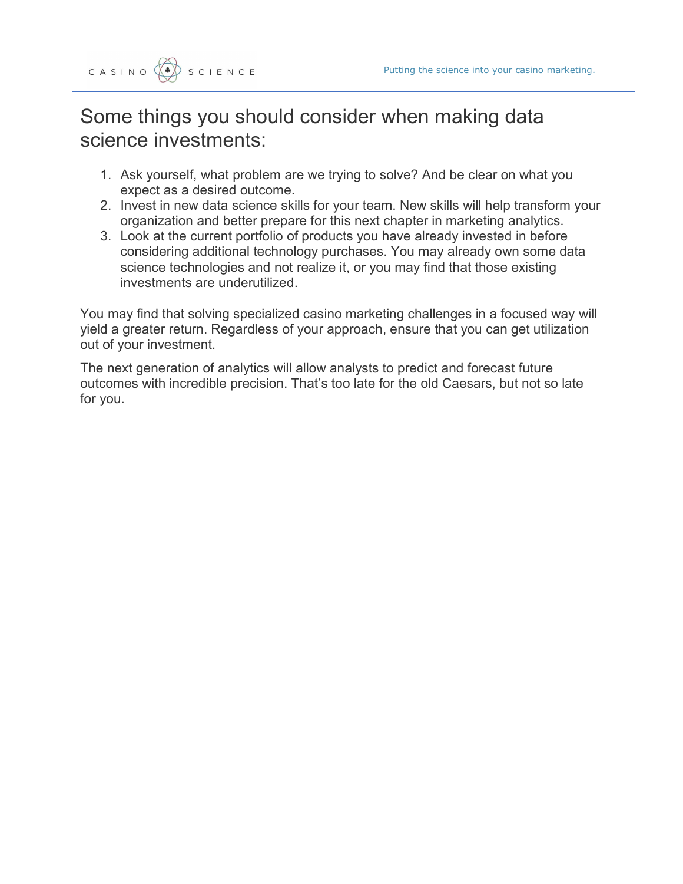## Some things you should consider when making data science investments:

1. Ask yourself, what problem are we trying to solve? And be clear on what you expect as a desired outcome.
2. Invest in new data science skills for your team. New skills will help transform your organization and better prepare for this next chapter in marketing analytics.
3. Look at the current portfolio of products you have already invested in before considering additional technology purchases. You may already own some data science technologies and not realize it, or you may find that those existing investments are underutilized.

You may find that solving specialized casino marketing challenges in a focused way will yield a greater return. Regardless of your approach, ensure that you can get utilization out of your investment.

The next generation of analytics will allow analysts to predict and forecast future outcomes with incredible precision. That's too late for the old Caesars, but not so late for you.